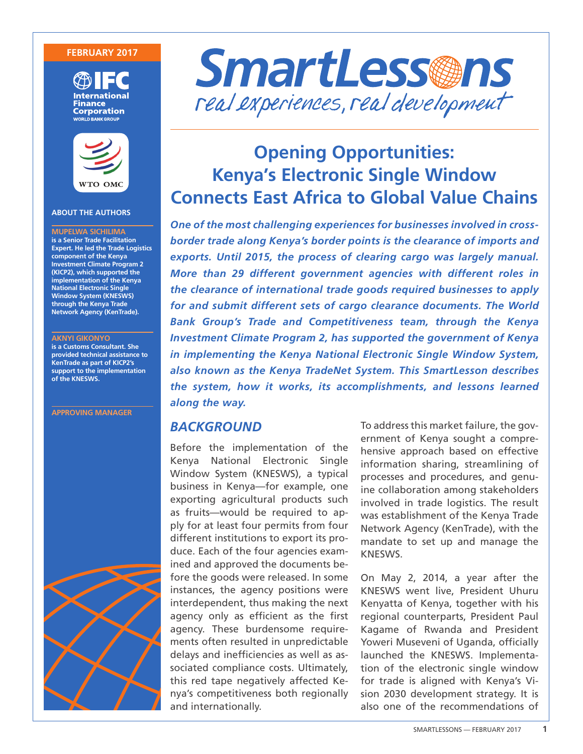FEBRUARY 2017

IFC International Finance Corporation WORLD BANK GROUP

WTO OMC

# SmartLessons
*real experiences, real development*

# Opening Opportunities: Kenya's Electronic Single Window Connects East Africa to Global Value Chains

***One of the most challenging experiences for businesses involved in cross-border trade along Kenya's border points is the clearance of imports and exports. Until 2015, the process of clearing cargo was largely manual. More than 29 different government agencies with different roles in the clearance of international trade goods required businesses to apply for and submit different sets of cargo clearance documents. The World Bank Group's Trade and Competitiveness team, through the Kenya Investment Climate Program 2, has supported the government of Kenya in implementing the Kenya National Electronic Single Window System, also known as the Kenya TradeNet System. This SmartLesson describes the system, how it works, its accomplishments, and lessons learned along the way.***

**ABOUT THE AUTHORS**

**MUPELWA SICHILIMA**
**is a Senior Trade Facilitation Expert. He led the Trade Logistics component of the Kenya Investment Climate Program 2 (KICP2), which supported the implementation of the Kenya National Electronic Single Window System (KNESWS) through the Kenya Trade Network Agency (KenTrade).**

**AKNYI GIKONYO**
**is a Customs Consultant. She provided technical assistance to KenTrade as part of KICP2's support to the implementation of the KNESWS.**

**APPROVING MANAGER**

## *BACKGROUND*

Before the implementation of the Kenya National Electronic Single Window System (KNESWS), a typical business in Kenya—for example, one exporting agricultural products such as fruits—would be required to apply for at least four permits from four different institutions to export its produce. Each of the four agencies examined and approved the documents before the goods were released. In some instances, the agency positions were interdependent, thus making the next agency only as efficient as the first agency. These burdensome requirements often resulted in unpredictable delays and inefficiencies as well as associated compliance costs. Ultimately, this red tape negatively affected Kenya's competitiveness both regionally and internationally.

To address this market failure, the government of Kenya sought a comprehensive approach based on effective information sharing, streamlining of processes and procedures, and genuine collaboration among stakeholders involved in trade logistics. The result was establishment of the Kenya Trade Network Agency (KenTrade), with the mandate to set up and manage the KNESWS.

On May 2, 2014, a year after the KNESWS went live, President Uhuru Kenyatta of Kenya, together with his regional counterparts, President Paul Kagame of Rwanda and President Yoweri Museveni of Uganda, officially launched the KNESWS. Implementation of the electronic single window for trade is aligned with Kenya's Vision 2030 development strategy. It is also one of the recommendations of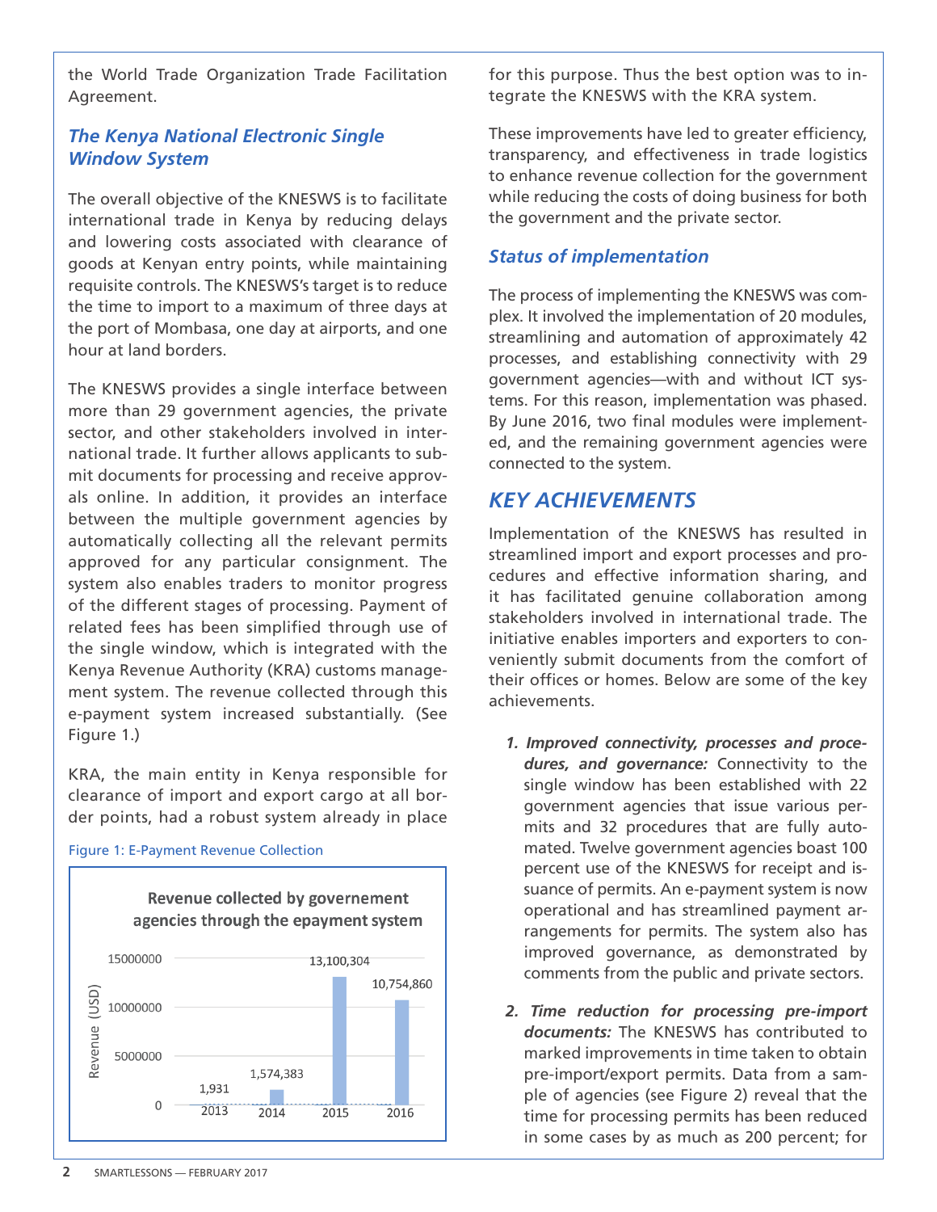the World Trade Organization Trade Facilitation Agreement.

### *The Kenya National Electronic Single Window System*

The overall objective of the KNESWS is to facilitate international trade in Kenya by reducing delays and lowering costs associated with clearance of goods at Kenyan entry points, while maintaining requisite controls. The KNESWS's target is to reduce the time to import to a maximum of three days at the port of Mombasa, one day at airports, and one hour at land borders.

The KNESWS provides a single interface between more than 29 government agencies, the private sector, and other stakeholders involved in international trade. It further allows applicants to submit documents for processing and receive approvals online. In addition, it provides an interface between the multiple government agencies by automatically collecting all the relevant permits approved for any particular consignment. The system also enables traders to monitor progress of the different stages of processing. Payment of related fees has been simplified through use of the single window, which is integrated with the Kenya Revenue Authority (KRA) customs management system. The revenue collected through this e-payment system increased substantially. (See Figure 1.)

KRA, the main entity in Kenya responsible for clearance of import and export cargo at all border points, had a robust system already in place for this purpose. Thus the best option was to integrate the KNESWS with the KRA system.

Figure 1: E-Payment Revenue Collection

**Revenue collected by governement agencies through the epayment system**

| Year | Revenue (USD) |
|---|---|
| 2013 | 1,931 |
| 2014 | 1,574,383 |
| 2015 | 13,100,304 |
| 2016 | 10,754,860 |

These improvements have led to greater efficiency, transparency, and effectiveness in trade logistics to enhance revenue collection for the government while reducing the costs of doing business for both the government and the private sector.

### *Status of implementation*

The process of implementing the KNESWS was complex. It involved the implementation of 20 modules, streamlining and automation of approximately 42 processes, and establishing connectivity with 29 government agencies—with and without ICT systems. For this reason, implementation was phased. By June 2016, two final modules were implemented, and the remaining government agencies were connected to the system.

## *KEY ACHIEVEMENTS*

Implementation of the KNESWS has resulted in streamlined import and export processes and procedures and effective information sharing, and it has facilitated genuine collaboration among stakeholders involved in international trade. The initiative enables importers and exporters to conveniently submit documents from the comfort of their offices or homes. Below are some of the key achievements.

1. ***Improved connectivity, processes and procedures, and governance:*** Connectivity to the single window has been established with 22 government agencies that issue various permits and 32 procedures that are fully automated. Twelve government agencies boast 100 percent use of the KNESWS for receipt and issuance of permits. An e-payment system is now operational and has streamlined payment arrangements for permits. The system also has improved governance, as demonstrated by comments from the public and private sectors.

2. ***Time reduction for processing pre-import documents:*** The KNESWS has contributed to marked improvements in time taken to obtain pre-import/export permits. Data from a sample of agencies (see Figure 2) reveal that the time for processing permits has been reduced in some cases by as much as 200 percent; for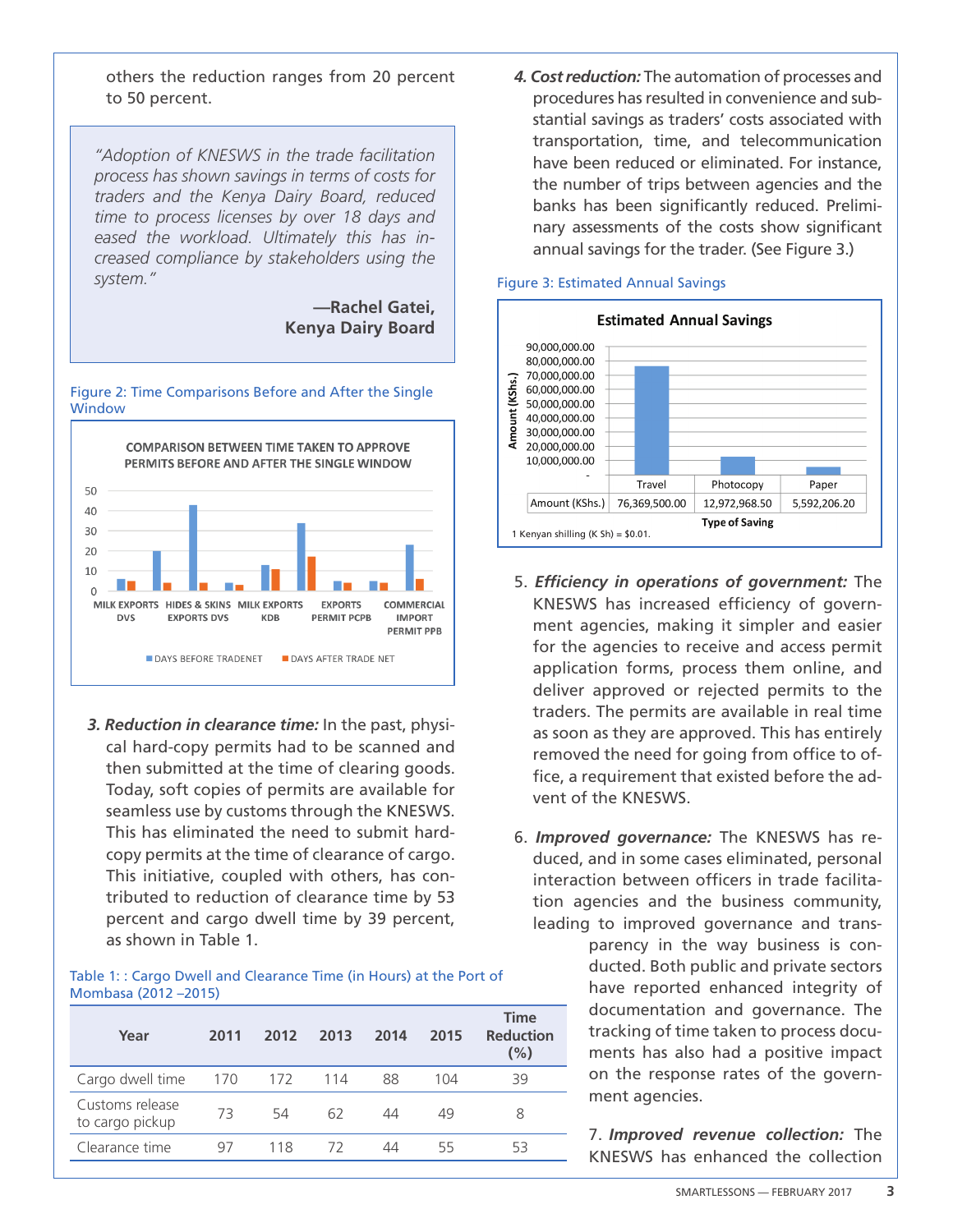others the reduction ranges from 20 percent to 50 percent.

> *"Adoption of KNESWS in the trade facilitation process has shown savings in terms of costs for traders and the Kenya Dairy Board, reduced time to process licenses by over 18 days and eased the workload. Ultimately this has increased compliance by stakeholders using the system."*
>
> **—Rachel Gatei, Kenya Dairy Board**

Figure 2: Time Comparisons Before and After the Single Window

3. ***Reduction in clearance time:*** In the past, physical hard-copy permits had to be scanned and then submitted at the time of clearing goods. Today, soft copies of permits are available for seamless use by customs through the KNESWS. This has eliminated the need to submit hard-copy permits at the time of clearance of cargo. This initiative, coupled with others, has contributed to reduction of clearance time by 53 percent and cargo dwell time by 39 percent, as shown in Table 1.

Table 1: : Cargo Dwell and Clearance Time (in Hours) at the Port of Mombasa (2012 –2015)

| Year | 2011 | 2012 | 2013 | 2014 | 2015 | Time Reduction (%) |
|---|---|---|---|---|---|---|
| Cargo dwell time | 170 | 172 | 114 | 88 | 104 | 39 |
| Customs release to cargo pickup | 73 | 54 | 62 | 44 | 49 | 8 |
| Clearance time | 97 | 118 | 72 | 44 | 55 | 53 |

4. ***Cost reduction:*** The automation of processes and procedures has resulted in convenience and substantial savings as traders' costs associated with transportation, time, and telecommunication have been reduced or eliminated. For instance, the number of trips between agencies and the banks has been significantly reduced. Preliminary assessments of the costs show significant annual savings for the trader. (See Figure 3.)

Figure 3: Estimated Annual Savings

| Type of Saving | Travel | Photocopy | Paper |
|---|---|---|---|
| Amount (KShs.) | 76,369,500.00 | 12,972,968.50 | 5,592,206.20 |

1 Kenyan shilling (K Sh) = $0.01.

5. ***Efficiency in operations of government:*** The KNESWS has increased efficiency of government agencies, making it simpler and easier for the agencies to receive and access permit application forms, process them online, and deliver approved or rejected permits to the traders. The permits are available in real time as soon as they are approved. This has entirely removed the need for going from office to office, a requirement that existed before the advent of the KNESWS.

6. ***Improved governance:*** The KNESWS has reduced, and in some cases eliminated, personal interaction between officers in trade facilitation agencies and the business community, leading to improved governance and transparency in the way business is conducted. Both public and private sectors have reported enhanced integrity of documentation and governance. The tracking of time taken to process documents has also had a positive impact on the response rates of the government agencies.

7. ***Improved revenue collection:*** The KNESWS has enhanced the collection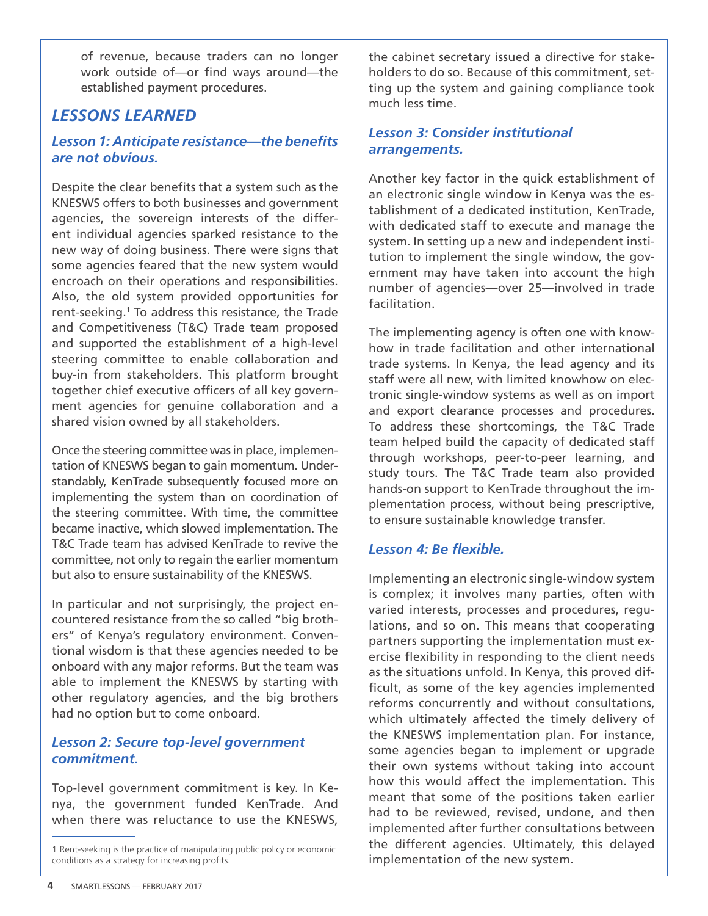of revenue, because traders can no longer work outside of—or find ways around—the established payment procedures.

## LESSONS LEARNED

### *Lesson 1: Anticipate resistance—the benefits are not obvious.*

Despite the clear benefits that a system such as the KNESWS offers to both businesses and government agencies, the sovereign interests of the different individual agencies sparked resistance to the new way of doing business. There were signs that some agencies feared that the new system would encroach on their operations and responsibilities. Also, the old system provided opportunities for rent-seeking.[1] To address this resistance, the Trade and Competitiveness (T&C) Trade team proposed and supported the establishment of a high-level steering committee to enable collaboration and buy-in from stakeholders. This platform brought together chief executive officers of all key government agencies for genuine collaboration and a shared vision owned by all stakeholders.

Once the steering committee was in place, implementation of KNESWS began to gain momentum. Understandably, KenTrade subsequently focused more on implementing the system than on coordination of the steering committee. With time, the committee became inactive, which slowed implementation. The T&C Trade team has advised KenTrade to revive the committee, not only to regain the earlier momentum but also to ensure sustainability of the KNESWS.

In particular and not surprisingly, the project encountered resistance from the so called "big brothers" of Kenya's regulatory environment. Conventional wisdom is that these agencies needed to be onboard with any major reforms. But the team was able to implement the KNESWS by starting with other regulatory agencies, and the big brothers had no option but to come onboard.

### *Lesson 2: Secure top-level government commitment.*

Top-level government commitment is key. In Kenya, the government funded KenTrade. And when there was reluctance to use the KNESWS, the cabinet secretary issued a directive for stakeholders to do so. Because of this commitment, setting up the system and gaining compliance took much less time.

### *Lesson 3: Consider institutional arrangements.*

Another key factor in the quick establishment of an electronic single window in Kenya was the establishment of a dedicated institution, KenTrade, with dedicated staff to execute and manage the system. In setting up a new and independent institution to implement the single window, the government may have taken into account the high number of agencies—over 25—involved in trade facilitation.

The implementing agency is often one with knowhow in trade facilitation and other international trade systems. In Kenya, the lead agency and its staff were all new, with limited knowhow on electronic single-window systems as well as on import and export clearance processes and procedures. To address these shortcomings, the T&C Trade team helped build the capacity of dedicated staff through workshops, peer-to-peer learning, and study tours. The T&C Trade team also provided hands-on support to KenTrade throughout the implementation process, without being prescriptive, to ensure sustainable knowledge transfer.

### *Lesson 4: Be flexible.*

Implementing an electronic single-window system is complex; it involves many parties, often with varied interests, processes and procedures, regulations, and so on. This means that cooperating partners supporting the implementation must exercise flexibility in responding to the client needs as the situations unfold. In Kenya, this proved difficult, as some of the key agencies implemented reforms concurrently and without consultations, which ultimately affected the timely delivery of the KNESWS implementation plan. For instance, some agencies began to implement or upgrade their own systems without taking into account how this would affect the implementation. This meant that some of the positions taken earlier had to be reviewed, revised, undone, and then implemented after further consultations between the different agencies. Ultimately, this delayed implementation of the new system.

---

[1] Rent-seeking is the practice of manipulating public policy or economic conditions as a strategy for increasing profits.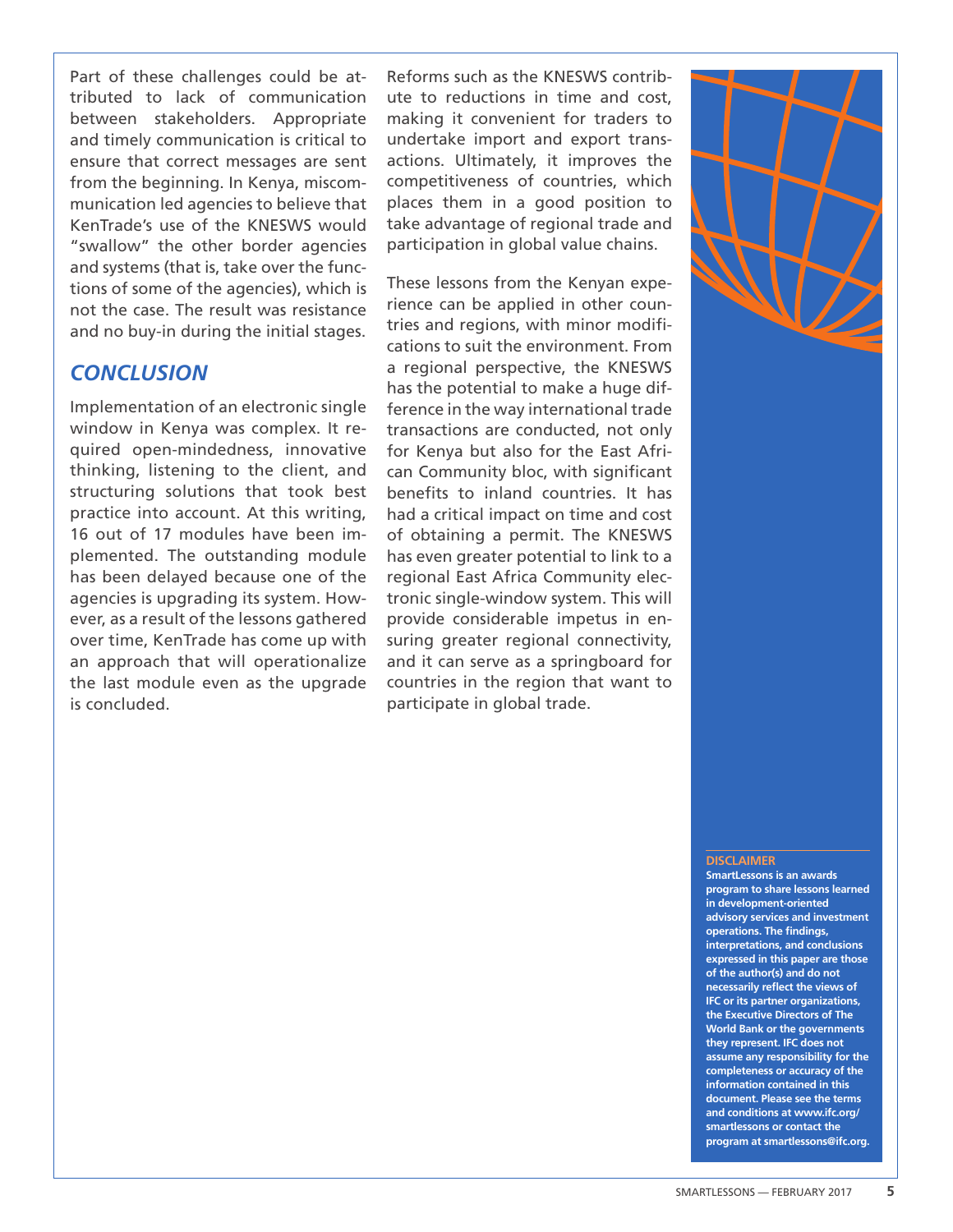Part of these challenges could be attributed to lack of communication between stakeholders. Appropriate and timely communication is critical to ensure that correct messages are sent from the beginning. In Kenya, miscommunication led agencies to believe that KenTrade's use of the KNESWS would "swallow" the other border agencies and systems (that is, take over the functions of some of the agencies), which is not the case. The result was resistance and no buy-in during the initial stages.

## *CONCLUSION*

Implementation of an electronic single window in Kenya was complex. It required open-mindedness, innovative thinking, listening to the client, and structuring solutions that took best practice into account. At this writing, 16 out of 17 modules have been implemented. The outstanding module has been delayed because one of the agencies is upgrading its system. However, as a result of the lessons gathered over time, KenTrade has come up with an approach that will operationalize the last module even as the upgrade is concluded.

Reforms such as the KNESWS contribute to reductions in time and cost, making it convenient for traders to undertake import and export transactions. Ultimately, it improves the competitiveness of countries, which places them in a good position to take advantage of regional trade and participation in global value chains.

These lessons from the Kenyan experience can be applied in other countries and regions, with minor modifications to suit the environment. From a regional perspective, the KNESWS has the potential to make a huge difference in the way international trade transactions are conducted, not only for Kenya but also for the East African Community bloc, with significant benefits to inland countries. It has had a critical impact on time and cost of obtaining a permit. The KNESWS has even greater potential to link to a regional East Africa Community electronic single-window system. This will provide considerable impetus in ensuring greater regional connectivity, and it can serve as a springboard for countries in the region that want to participate in global trade.

**DISCLAIMER**

**SmartLessons is an awards program to share lessons learned in development-oriented advisory services and investment operations. The findings, interpretations, and conclusions expressed in this paper are those of the author(s) and do not necessarily reflect the views of IFC or its partner organizations, the Executive Directors of The World Bank or the governments they represent. IFC does not assume any responsibility for the completeness or accuracy of the information contained in this document. Please see the terms and conditions at www.ifc.org/smartlessons or contact the program at smartlessons@ifc.org.**